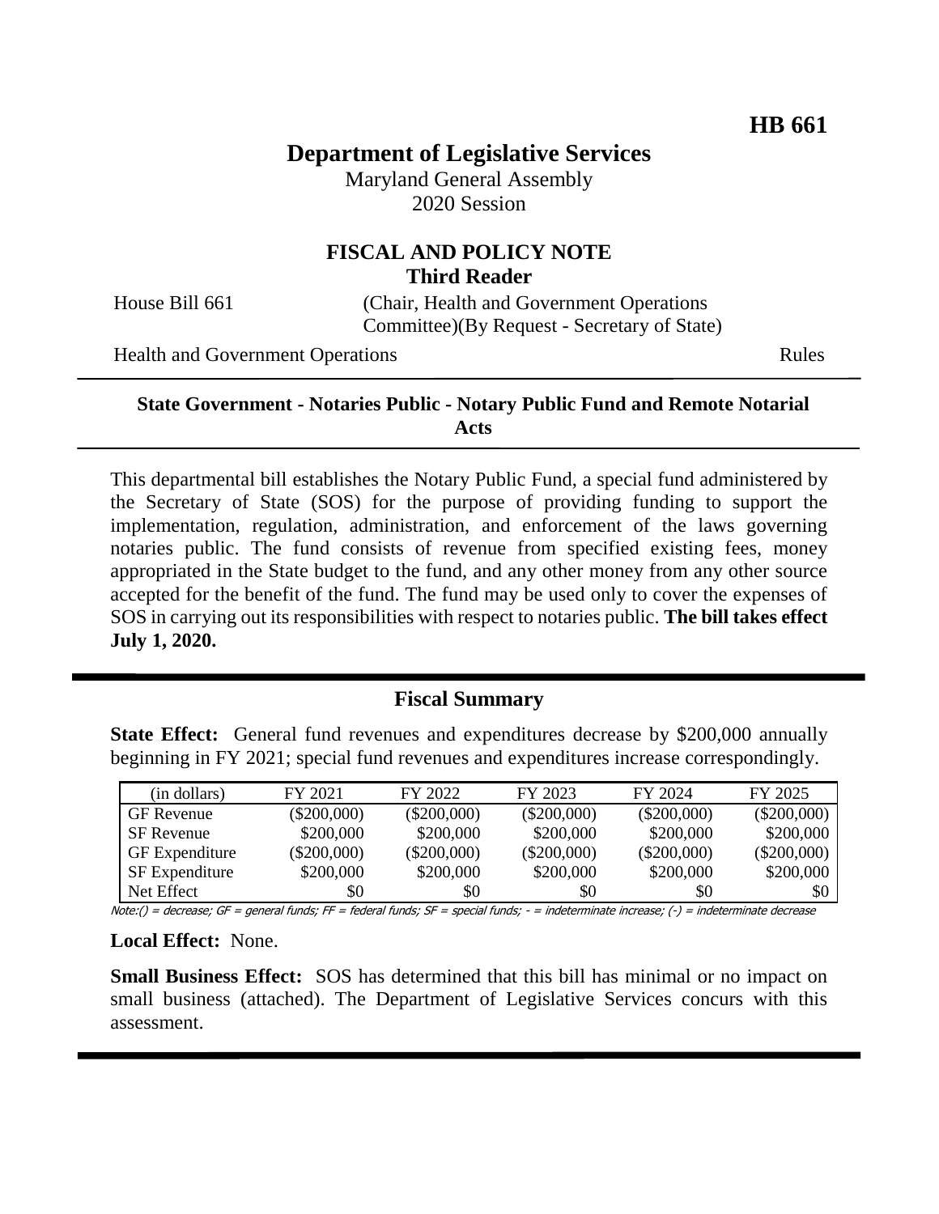**HB 661**

# Department of Legislative Services

Maryland General Assembly
2020 Session

## FISCAL AND POLICY NOTE
**Third Reader**

House Bill 661 (Chair, Health and Government Operations Committee)(By Request - Secretary of State)

Health and Government Operations Rules

---

**State Government - Notaries Public - Notary Public Fund and Remote Notarial Acts**

---

This departmental bill establishes the Notary Public Fund, a special fund administered by the Secretary of State (SOS) for the purpose of providing funding to support the implementation, regulation, administration, and enforcement of the laws governing notaries public. The fund consists of revenue from specified existing fees, money appropriated in the State budget to the fund, and any other money from any other source accepted for the benefit of the fund. The fund may be used only to cover the expenses of SOS in carrying out its responsibilities with respect to notaries public. **The bill takes effect July 1, 2020.**

---

## Fiscal Summary

**State Effect:** General fund revenues and expenditures decrease by $200,000 annually beginning in FY 2021; special fund revenues and expenditures increase correspondingly.

| (in dollars) | FY 2021 | FY 2022 | FY 2023 | FY 2024 | FY 2025 |
|---|---|---|---|---|---|
| GF Revenue | ($200,000) | ($200,000) | ($200,000) | ($200,000) | ($200,000) |
| SF Revenue | $200,000 | $200,000 | $200,000 | $200,000 | $200,000 |
| GF Expenditure | ($200,000) | ($200,000) | ($200,000) | ($200,000) | ($200,000) |
| SF Expenditure | $200,000 | $200,000 | $200,000 | $200,000 | $200,000 |
| Net Effect | $0 | $0 | $0 | $0 | $0 |

Note:() = decrease; GF = general funds; FF = federal funds; SF = special funds; - = indeterminate increase; (-) = indeterminate decrease

**Local Effect:** None.

**Small Business Effect:** SOS has determined that this bill has minimal or no impact on small business (attached). The Department of Legislative Services concurs with this assessment.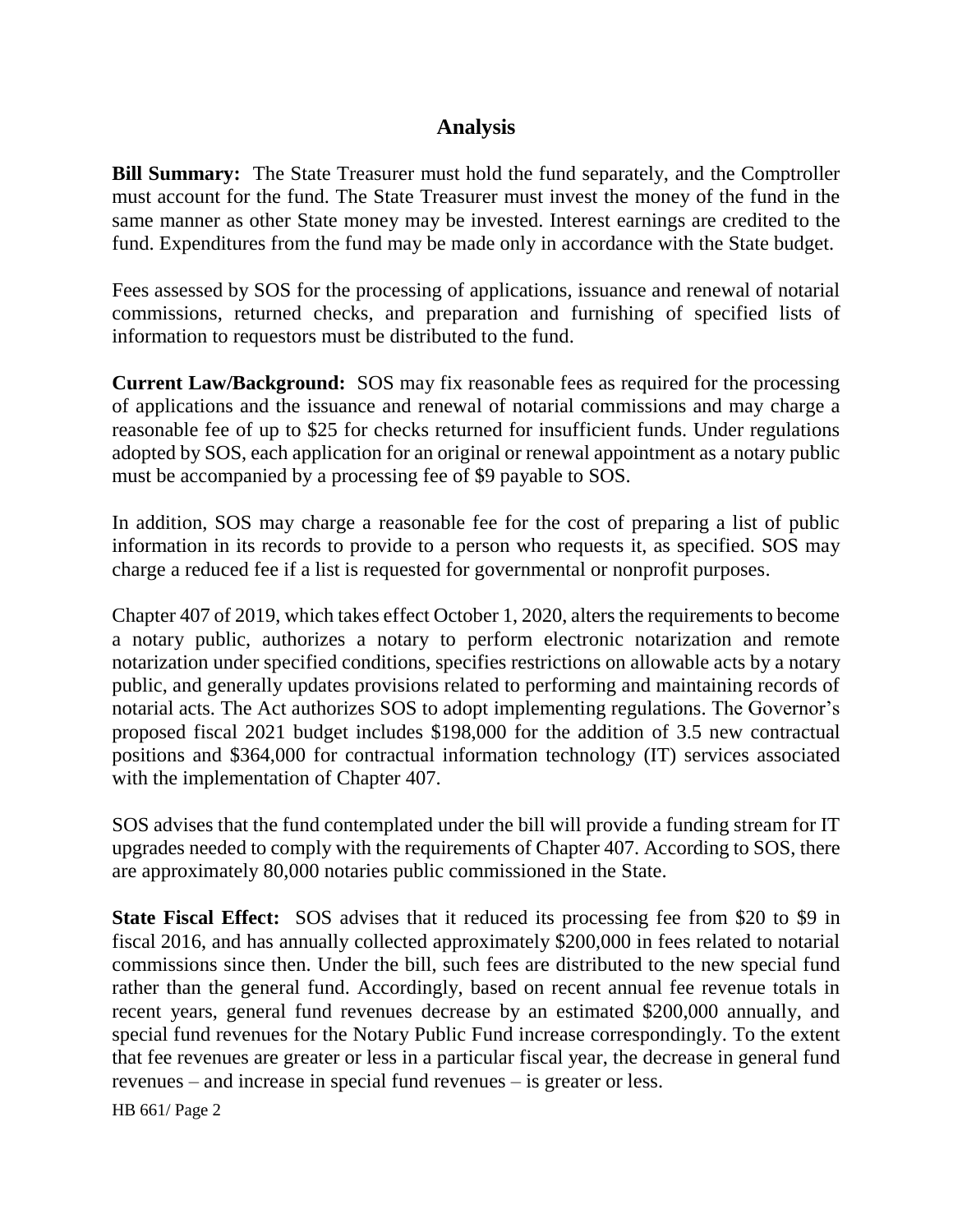## Analysis

**Bill Summary:** The State Treasurer must hold the fund separately, and the Comptroller must account for the fund. The State Treasurer must invest the money of the fund in the same manner as other State money may be invested. Interest earnings are credited to the fund. Expenditures from the fund may be made only in accordance with the State budget.

Fees assessed by SOS for the processing of applications, issuance and renewal of notarial commissions, returned checks, and preparation and furnishing of specified lists of information to requestors must be distributed to the fund.

**Current Law/Background:** SOS may fix reasonable fees as required for the processing of applications and the issuance and renewal of notarial commissions and may charge a reasonable fee of up to $25 for checks returned for insufficient funds. Under regulations adopted by SOS, each application for an original or renewal appointment as a notary public must be accompanied by a processing fee of $9 payable to SOS.

In addition, SOS may charge a reasonable fee for the cost of preparing a list of public information in its records to provide to a person who requests it, as specified. SOS may charge a reduced fee if a list is requested for governmental or nonprofit purposes.

Chapter 407 of 2019, which takes effect October 1, 2020, alters the requirements to become a notary public, authorizes a notary to perform electronic notarization and remote notarization under specified conditions, specifies restrictions on allowable acts by a notary public, and generally updates provisions related to performing and maintaining records of notarial acts. The Act authorizes SOS to adopt implementing regulations. The Governor's proposed fiscal 2021 budget includes $198,000 for the addition of 3.5 new contractual positions and $364,000 for contractual information technology (IT) services associated with the implementation of Chapter 407.

SOS advises that the fund contemplated under the bill will provide a funding stream for IT upgrades needed to comply with the requirements of Chapter 407. According to SOS, there are approximately 80,000 notaries public commissioned in the State.

**State Fiscal Effect:** SOS advises that it reduced its processing fee from $20 to $9 in fiscal 2016, and has annually collected approximately $200,000 in fees related to notarial commissions since then. Under the bill, such fees are distributed to the new special fund rather than the general fund. Accordingly, based on recent annual fee revenue totals in recent years, general fund revenues decrease by an estimated $200,000 annually, and special fund revenues for the Notary Public Fund increase correspondingly. To the extent that fee revenues are greater or less in a particular fiscal year, the decrease in general fund revenues – and increase in special fund revenues – is greater or less.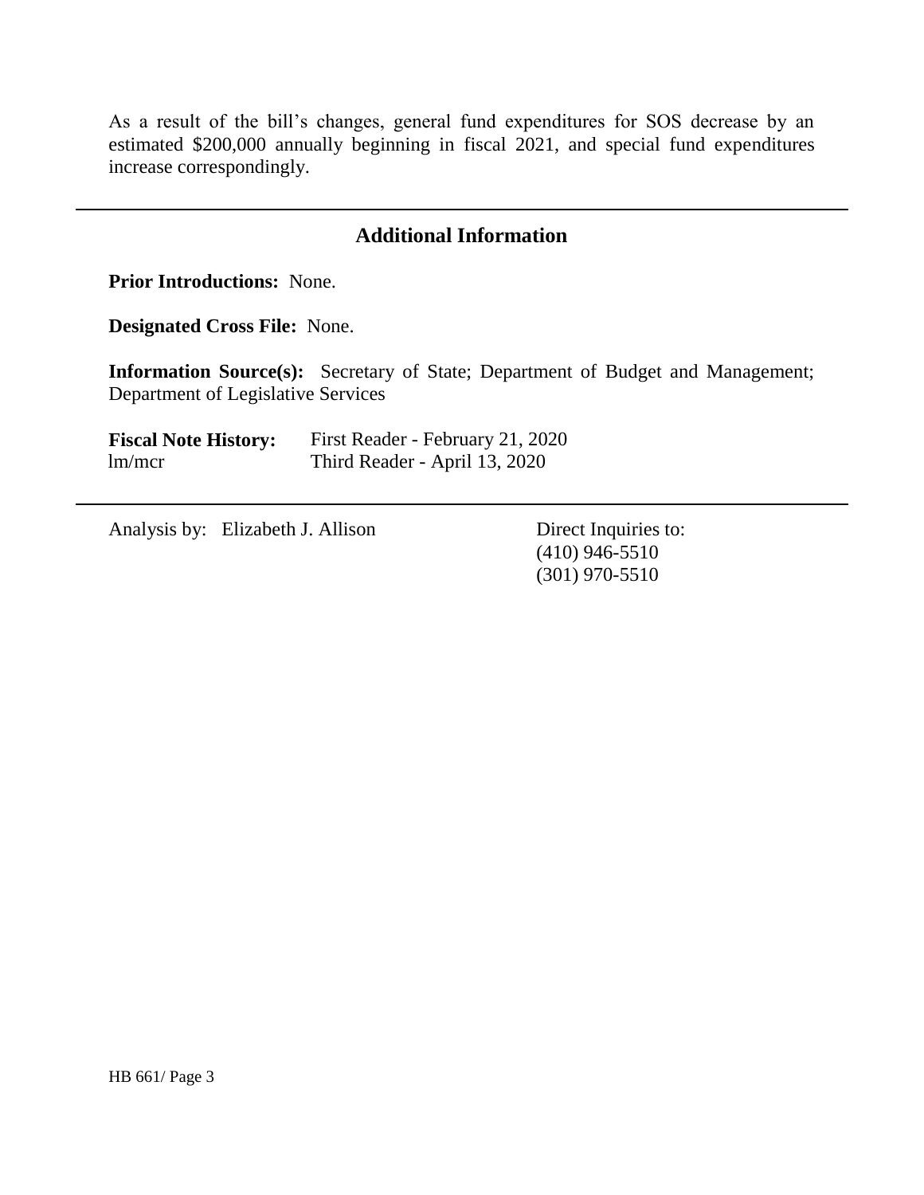As a result of the bill's changes, general fund expenditures for SOS decrease by an estimated $200,000 annually beginning in fiscal 2021, and special fund expenditures increase correspondingly.

---

## Additional Information

**Prior Introductions:** None.

**Designated Cross File:** None.

**Information Source(s):** Secretary of State; Department of Budget and Management; Department of Legislative Services

**Fiscal Note History:** First Reader - February 21, 2020
lm/mcr Third Reader - April 13, 2020

---

Analysis by: Elizabeth J. Allison

Direct Inquiries to:
(410) 946-5510
(301) 970-5510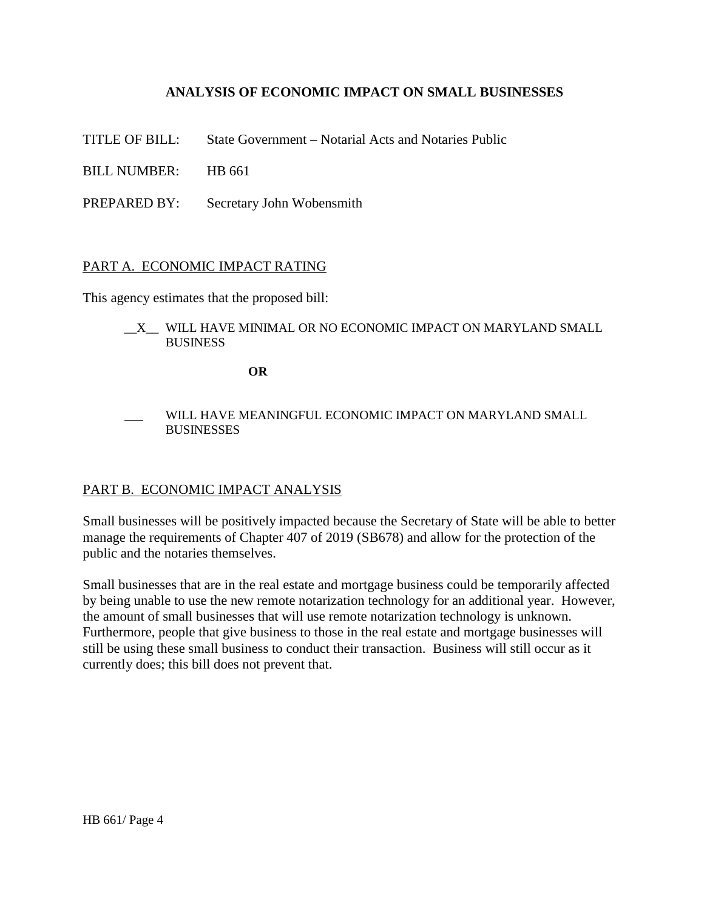# ANALYSIS OF ECONOMIC IMPACT ON SMALL BUSINESSES

TITLE OF BILL: State Government – Notarial Acts and Notaries Public

BILL NUMBER: HB 661

PREPARED BY: Secretary John Wobensmith

## PART A. ECONOMIC IMPACT RATING

This agency estimates that the proposed bill:

__X__ WILL HAVE MINIMAL OR NO ECONOMIC IMPACT ON MARYLAND SMALL BUSINESS

**OR**

___ WILL HAVE MEANINGFUL ECONOMIC IMPACT ON MARYLAND SMALL BUSINESSES

## PART B. ECONOMIC IMPACT ANALYSIS

Small businesses will be positively impacted because the Secretary of State will be able to better manage the requirements of Chapter 407 of 2019 (SB678) and allow for the protection of the public and the notaries themselves.

Small businesses that are in the real estate and mortgage business could be temporarily affected by being unable to use the new remote notarization technology for an additional year. However, the amount of small businesses that will use remote notarization technology is unknown. Furthermore, people that give business to those in the real estate and mortgage businesses will still be using these small business to conduct their transaction. Business will still occur as it currently does; this bill does not prevent that.